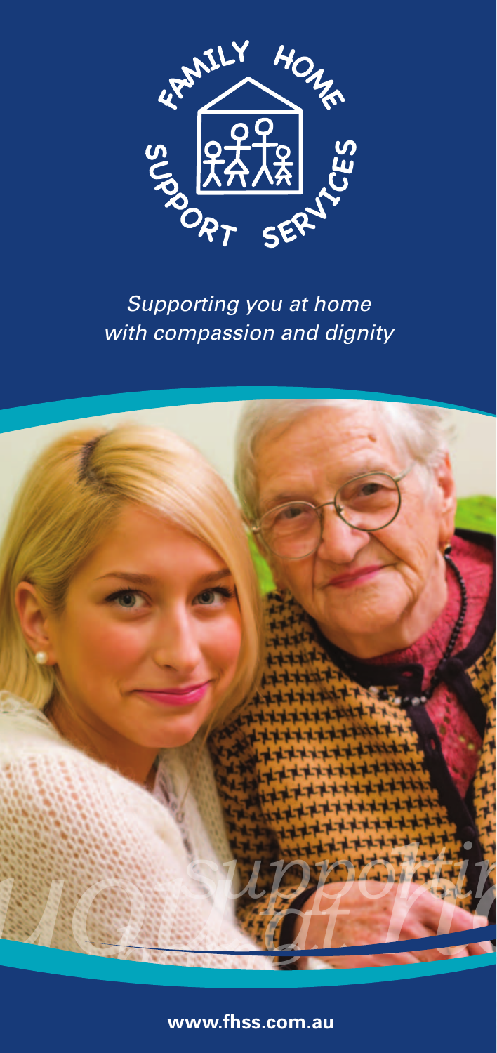FAMILY HOME SUPPORT SERVICES

*Supporting you at home with compassion and dignity*

**www.fhss.com.au**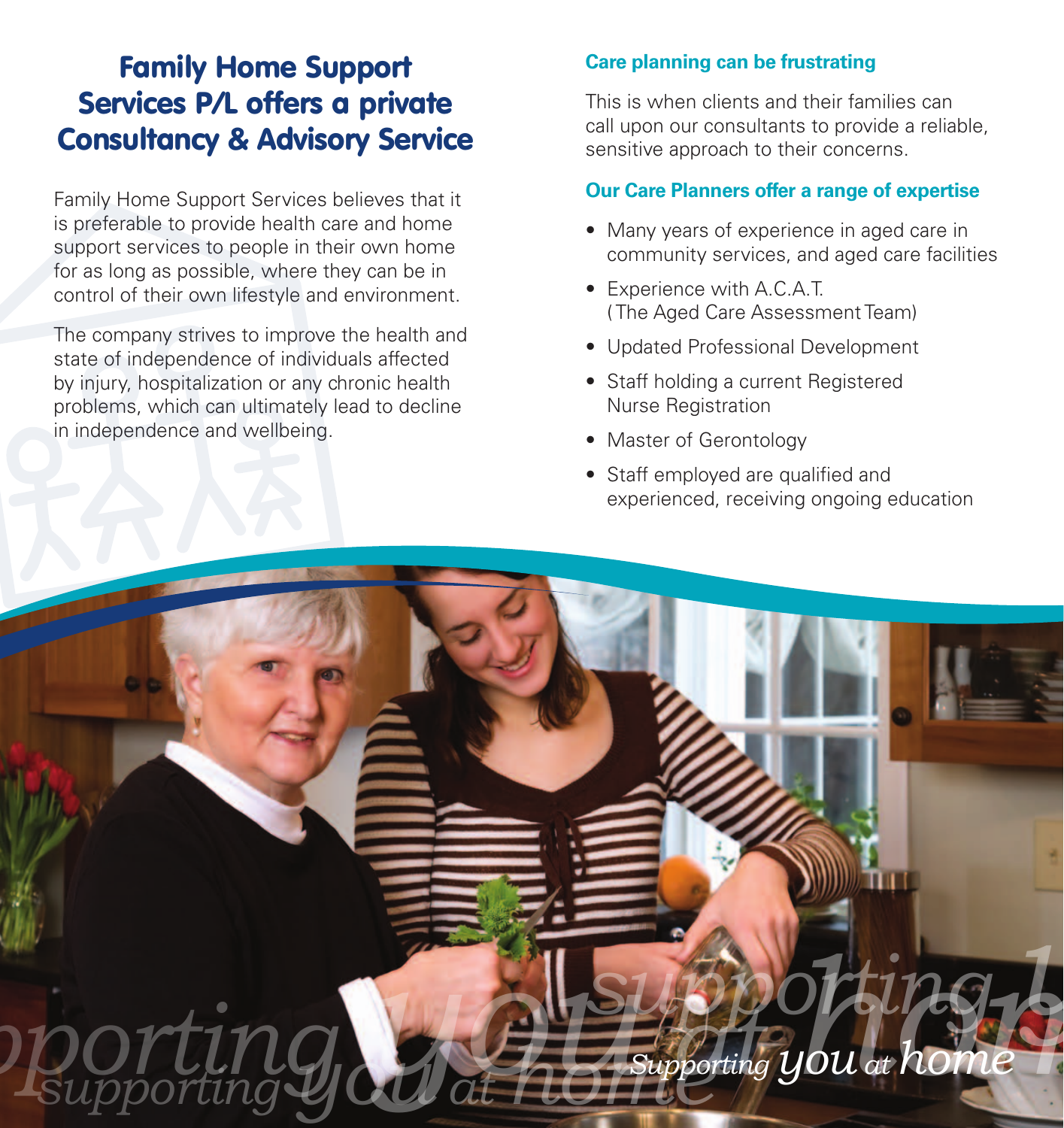# Family Home Support Services P/L offers a private Consultancy & Advisory Service

Family Home Support Services believes that it is preferable to provide health care and home support services to people in their own home for as long as possible, where they can be in control of their own lifestyle and environment.

The company strives to improve the health and state of independence of individuals affected by injury, hospitalization or any chronic health problems, which can ultimately lead to decline in independence and wellbeing.

## Care planning can be frustrating

This is when clients and their families can call upon our consultants to provide a reliable, sensitive approach to their concerns.

## Our Care Planners offer a range of expertise

- Many years of experience in aged care in community services, and aged care facilities
- Experience with A.C.A.T. (The Aged Care Assessment Team)
- Updated Professional Development
- Staff holding a current Registered Nurse Registration
- Master of Gerontology
- Staff employed are qualified and experienced, receiving ongoing education

*Supporting you at home*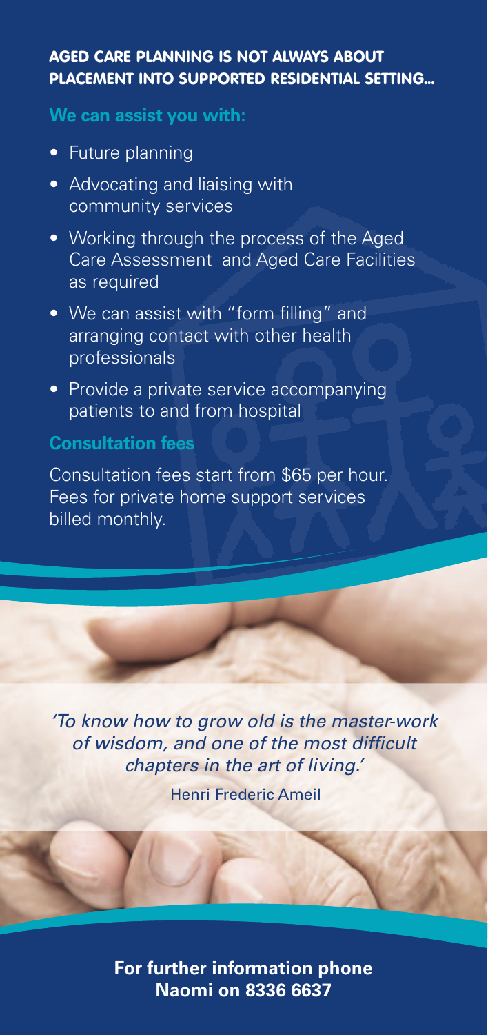## AGED CARE PLANNING IS NOT ALWAYS ABOUT PLACEMENT INTO SUPPORTED RESIDENTIAL SETTING...

### We can assist you with:

- Future planning
- Advocating and liaising with community services
- Working through the process of the Aged Care Assessment and Aged Care Facilities as required
- We can assist with "form filling" and arranging contact with other health professionals
- Provide a private service accompanying patients to and from hospital

### Consultation fees

Consultation fees start from $65 per hour. Fees for private home support services billed monthly.

*'To know how to grow old is the master-work of wisdom, and one of the most difficult chapters in the art of living.'*

Henri Frederic Ameil

**For further information phone Naomi on 8336 6637**